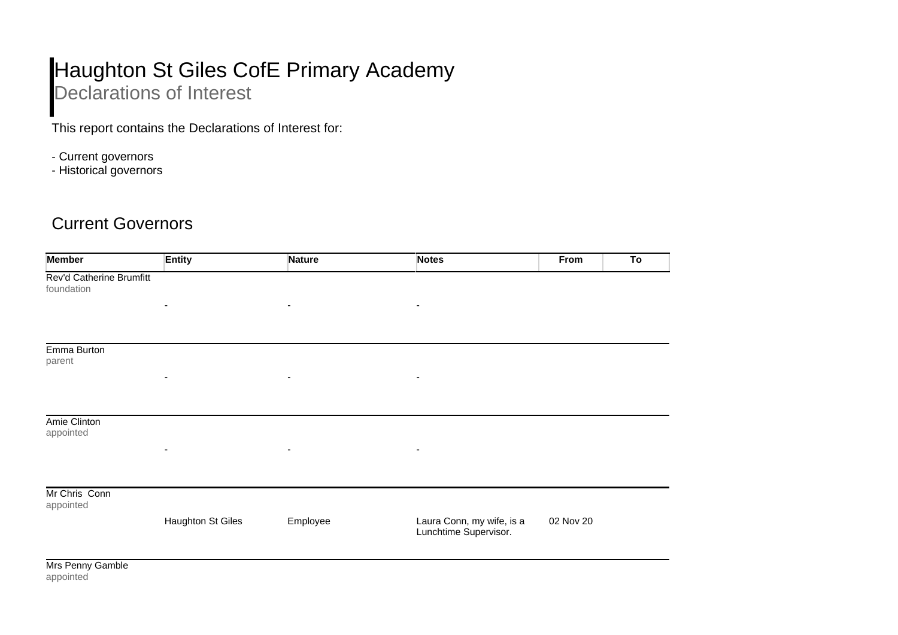# Haughton St Giles CofE Primary Academy

## Declarations of Interest

This report contains the Declarations of Interest for:

- Current governors
- Historical governors

## Current Governors

| Member | Entity | Nature | Notes | From | To |
|---|---|---|---|---|---|
| Rev'd Catherine Brumfitt<br>foundation | - | - | - | | |
| Emma Burton<br>parent | - | - | - | | |
| Amie Clinton<br>appointed | - | - | - | | |
| Mr Chris Conn<br>appointed | Haughton St Giles | Employee | Laura Conn, my wife, is a Lunchtime Supervisor. | 02 Nov 20 | |
| Mrs Penny Gamble<br>appointed | | | | | |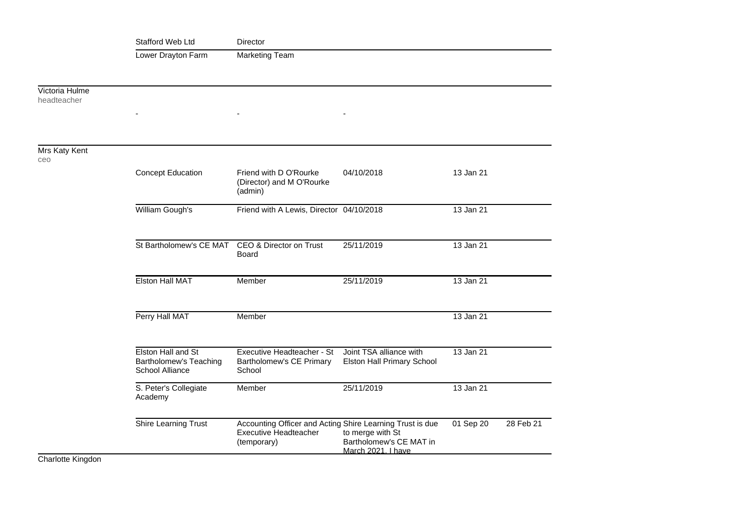| Name | Organisation | Role | Details | From | To |
|---|---|---|---|---|---|
| | Stafford Web Ltd | Director | | | |
| | Lower Drayton Farm | Marketing Team | | | |
| Victoria Hulme<br>headteacher | | | | | |
| | - | - | - | | |
| Mrs Katy Kent<br>ceo | | | | | |
| | Concept Education | Friend with D O'Rourke (Director) and M O'Rourke (admin) | 04/10/2018 | 13 Jan 21 | |
| | William Gough's | Friend with A Lewis, Director | 04/10/2018 | 13 Jan 21 | |
| | St Bartholomew's CE MAT | CEO & Director on Trust Board | 25/11/2019 | 13 Jan 21 | |
| | Elston Hall MAT | Member | 25/11/2019 | 13 Jan 21 | |
| | Perry Hall MAT | Member | | 13 Jan 21 | |
| | Elston Hall and St Bartholomew's Teaching School Alliance | Executive Headteacher - St Bartholomew's CE Primary School | Joint TSA alliance with Elston Hall Primary School | 13 Jan 21 | |
| | S. Peter's Collegiate Academy | Member | 25/11/2019 | 13 Jan 21 | |
| | Shire Learning Trust | Accounting Officer and Acting Executive Headteacher (temporary) | Shire Learning Trust is due to merge with St Bartholomew's CE MAT in March 2021. I have | 01 Sep 20 | 28 Feb 21 |
| Charlotte Kingdon | | | | | |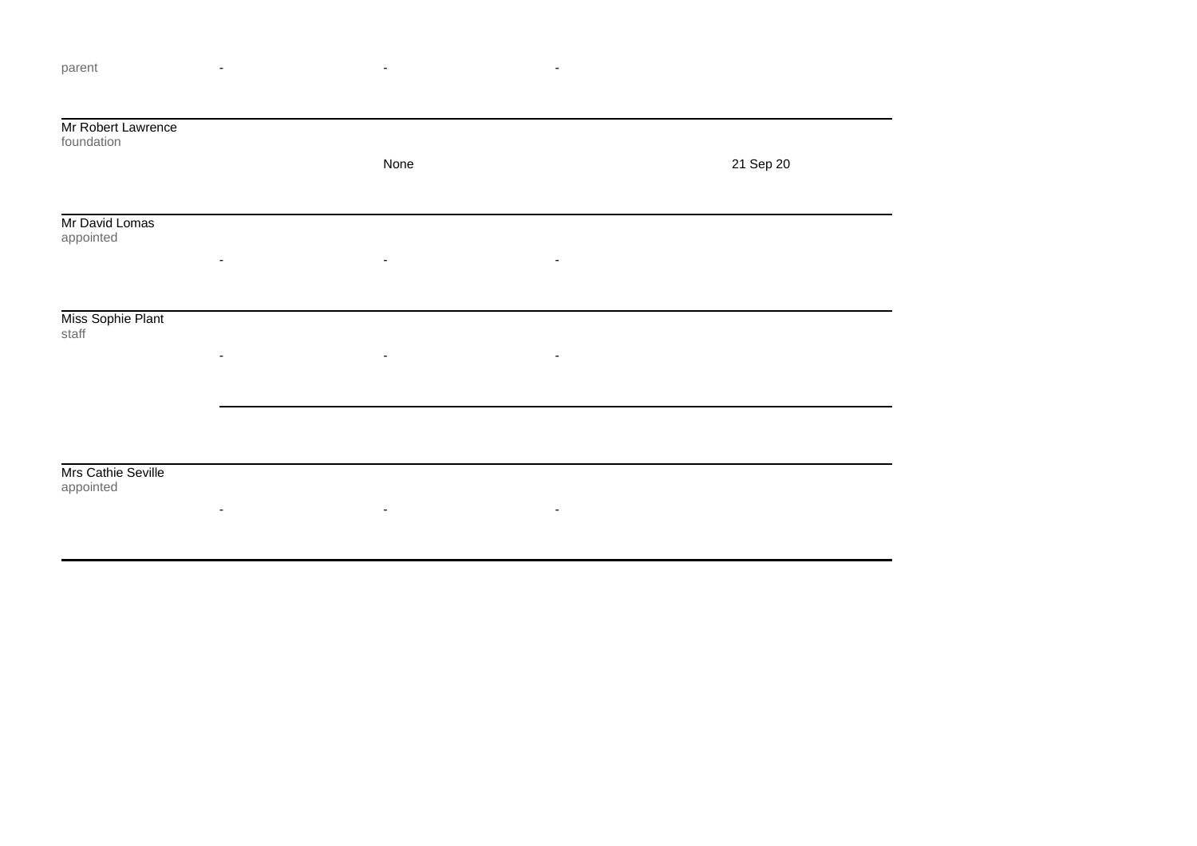| | | | | |
|---|---|---|---|---|
| parent | - | - | - | |
| Mr Robert Lawrence<br>foundation | | None | | 21 Sep 20 |
| Mr David Lomas<br>appointed | - | - | - | |
| Miss Sophie Plant<br>staff | - | - | - | |
| | | | | |
| Mrs Cathie Seville<br>appointed | - | - | - | |